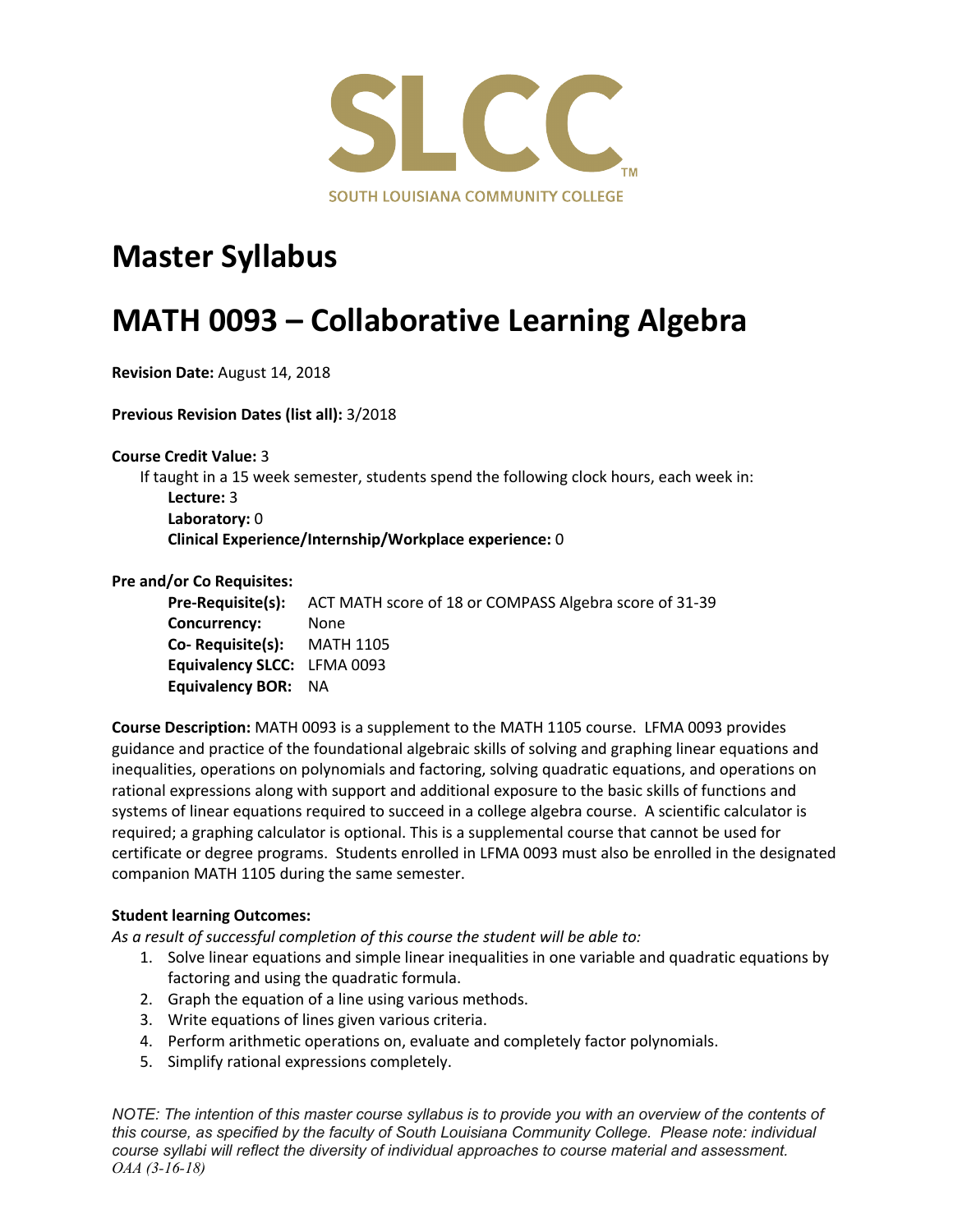SLCC™

SOUTH LOUISIANA COMMUNITY COLLEGE

# Master Syllabus

# MATH 0093 – Collaborative Learning Algebra

**Revision Date:** August 14, 2018

**Previous Revision Dates (list all):** 3/2018

**Course Credit Value:** 3

If taught in a 15 week semester, students spend the following clock hours, each week in:

**Lecture:** 3
**Laboratory:** 0
**Clinical Experience/Internship/Workplace experience:** 0

**Pre and/or Co Requisites:**

**Pre-Requisite(s):** ACT MATH score of 18 or COMPASS Algebra score of 31-39
**Concurrency:** None
**Co- Requisite(s):** MATH 1105
**Equivalency SLCC:** LFMA 0093
**Equivalency BOR:** NA

**Course Description:** MATH 0093 is a supplement to the MATH 1105 course. LFMA 0093 provides guidance and practice of the foundational algebraic skills of solving and graphing linear equations and inequalities, operations on polynomials and factoring, solving quadratic equations, and operations on rational expressions along with support and additional exposure to the basic skills of functions and systems of linear equations required to succeed in a college algebra course. A scientific calculator is required; a graphing calculator is optional. This is a supplemental course that cannot be used for certificate or degree programs. Students enrolled in LFMA 0093 must also be enrolled in the designated companion MATH 1105 during the same semester.

**Student learning Outcomes:**

*As a result of successful completion of this course the student will be able to:*

1. Solve linear equations and simple linear inequalities in one variable and quadratic equations by factoring and using the quadratic formula.
2. Graph the equation of a line using various methods.
3. Write equations of lines given various criteria.
4. Perform arithmetic operations on, evaluate and completely factor polynomials.
5. Simplify rational expressions completely.

*NOTE: The intention of this master course syllabus is to provide you with an overview of the contents of this course, as specified by the faculty of South Louisiana Community College. Please note: individual course syllabi will reflect the diversity of individual approaches to course material and assessment.*
*OAA (3-16-18)*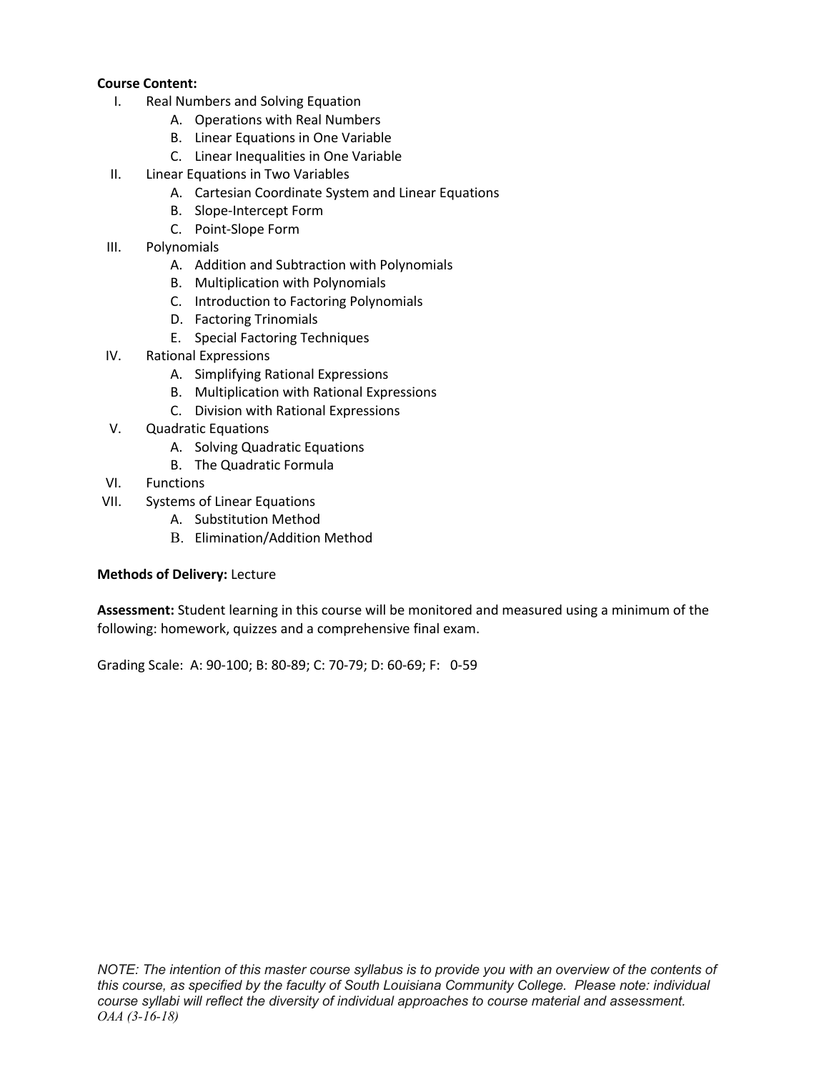**Course Content:**

I. Real Numbers and Solving Equation
   - A. Operations with Real Numbers
   - B. Linear Equations in One Variable
   - C. Linear Inequalities in One Variable

II. Linear Equations in Two Variables
   - A. Cartesian Coordinate System and Linear Equations
   - B. Slope-Intercept Form
   - C. Point-Slope Form

III. Polynomials
   - A. Addition and Subtraction with Polynomials
   - B. Multiplication with Polynomials
   - C. Introduction to Factoring Polynomials
   - D. Factoring Trinomials
   - E. Special Factoring Techniques

IV. Rational Expressions
   - A. Simplifying Rational Expressions
   - B. Multiplication with Rational Expressions
   - C. Division with Rational Expressions

V. Quadratic Equations
   - A. Solving Quadratic Equations
   - B. The Quadratic Formula

VI. Functions

VII. Systems of Linear Equations
   - A. Substitution Method
   - B. Elimination/Addition Method

**Methods of Delivery:** Lecture

**Assessment:** Student learning in this course will be monitored and measured using a minimum of the following: homework, quizzes and a comprehensive final exam.

Grading Scale: A: 90-100; B: 80-89; C: 70-79; D: 60-69; F: 0-59

*NOTE: The intention of this master course syllabus is to provide you with an overview of the contents of this course, as specified by the faculty of South Louisiana Community College. Please note: individual course syllabi will reflect the diversity of individual approaches to course material and assessment.*
*OAA (3-16-18)*